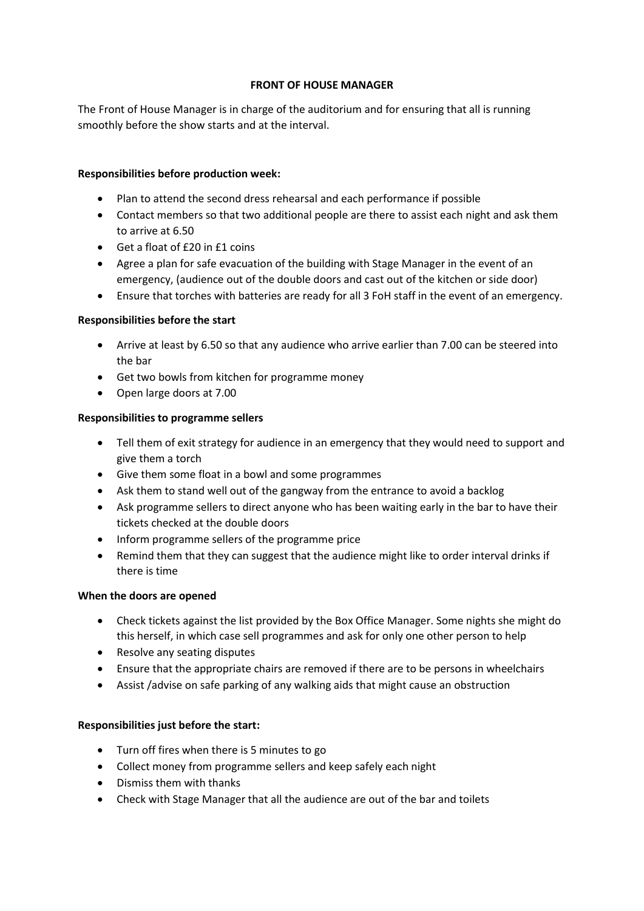# FRONT OF HOUSE MANAGER

The Front of House Manager is in charge of the auditorium and for ensuring that all is running smoothly before the show starts and at the interval.

**Responsibilities before production week:**

- Plan to attend the second dress rehearsal and each performance if possible
- Contact members so that two additional people are there to assist each night and ask them to arrive at 6.50
- Get a float of £20 in £1 coins
- Agree a plan for safe evacuation of the building with Stage Manager in the event of an emergency, (audience out of the double doors and cast out of the kitchen or side door)
- Ensure that torches with batteries are ready for all 3 FoH staff in the event of an emergency.

**Responsibilities before the start**

- Arrive at least by 6.50 so that any audience who arrive earlier than 7.00 can be steered into the bar
- Get two bowls from kitchen for programme money
- Open large doors at 7.00

**Responsibilities to programme sellers**

- Tell them of exit strategy for audience in an emergency that they would need to support and give them a torch
- Give them some float in a bowl and some programmes
- Ask them to stand well out of the gangway from the entrance to avoid a backlog
- Ask programme sellers to direct anyone who has been waiting early in the bar to have their tickets checked at the double doors
- Inform programme sellers of the programme price
- Remind them that they can suggest that the audience might like to order interval drinks if there is time

**When the doors are opened**

- Check tickets against the list provided by the Box Office Manager. Some nights she might do this herself, in which case sell programmes and ask for only one other person to help
- Resolve any seating disputes
- Ensure that the appropriate chairs are removed if there are to be persons in wheelchairs
- Assist /advise on safe parking of any walking aids that might cause an obstruction

**Responsibilities just before the start:**

- Turn off fires when there is 5 minutes to go
- Collect money from programme sellers and keep safely each night
- Dismiss them with thanks
- Check with Stage Manager that all the audience are out of the bar and toilets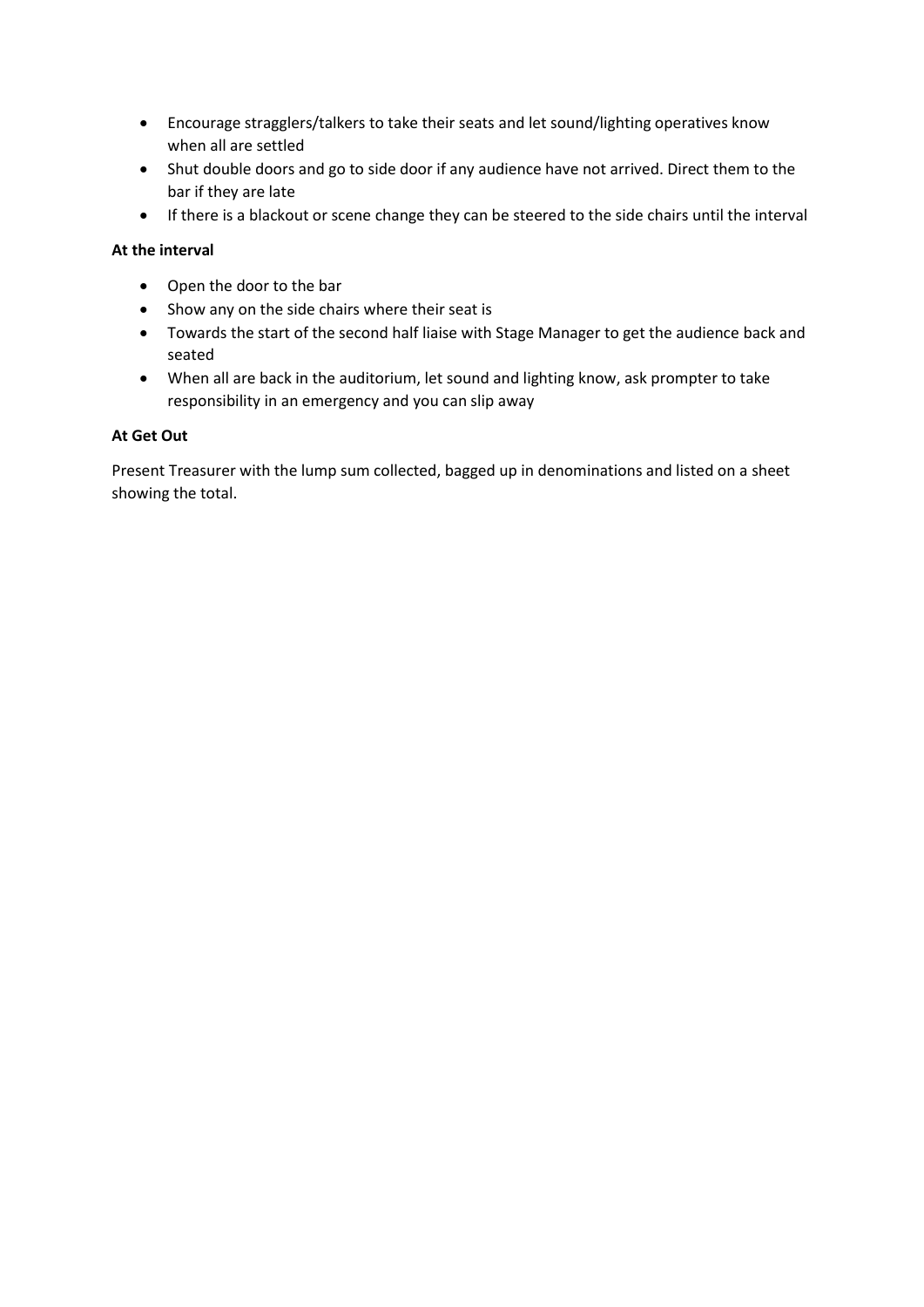- Encourage stragglers/talkers to take their seats and let sound/lighting operatives know when all are settled
- Shut double doors and go to side door if any audience have not arrived. Direct them to the bar if they are late
- If there is a blackout or scene change they can be steered to the side chairs until the interval

**At the interval**

- Open the door to the bar
- Show any on the side chairs where their seat is
- Towards the start of the second half liaise with Stage Manager to get the audience back and seated
- When all are back in the auditorium, let sound and lighting know, ask prompter to take responsibility in an emergency and you can slip away

**At Get Out**

Present Treasurer with the lump sum collected, bagged up in denominations and listed on a sheet showing the total.